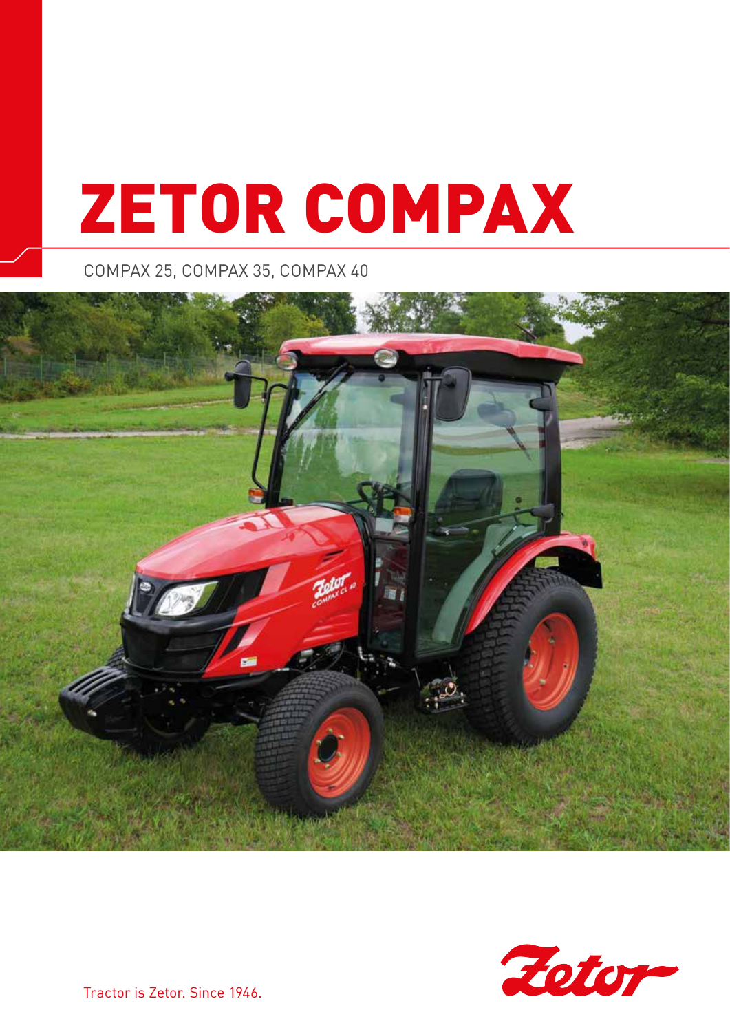# ZETOR COMPAX

COMPAX 25, COMPAX 35, COMPAX 40

Tractor is Zetor. Since 1946.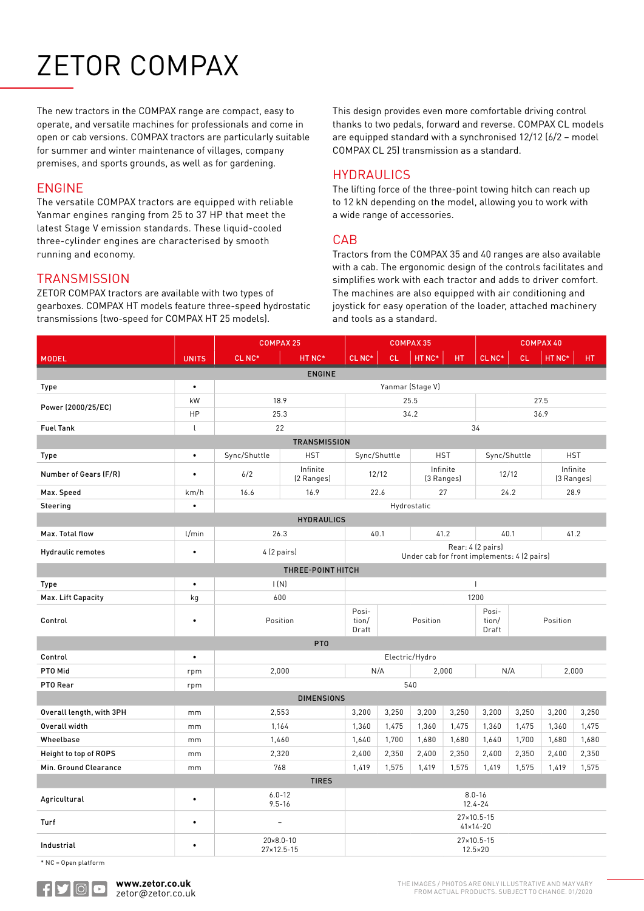# ZETOR COMPAX

The new tractors in the COMPAX range are compact, easy to operate, and versatile machines for professionals and come in open or cab versions. COMPAX tractors are particularly suitable for summer and winter maintenance of villages, company premises, and sports grounds, as well as for gardening.

## ENGINE

The versatile COMPAX tractors are equipped with reliable Yanmar engines ranging from 25 to 37 HP that meet the latest Stage V emission standards. These liquid-cooled three-cylinder engines are characterised by smooth running and economy.

## TRANSMISSION

ZETOR COMPAX tractors are available with two types of gearboxes. COMPAX HT models feature three-speed hydrostatic transmissions (two-speed for COMPAX HT 25 models). This design provides even more comfortable driving control thanks to two pedals, forward and reverse. COMPAX CL models are equipped standard with a synchronised 12/12 (6/2 – model COMPAX CL 25) transmission as a standard.

## HYDRAULICS

The lifting force of the three-point towing hitch can reach up to 12 kN depending on the model, allowing you to work with a wide range of accessories.

## CAB

Tractors from the COMPAX 35 and 40 ranges are also available with a cab. The ergonomic design of the controls facilitates and simplifies work with each tractor and adds to driver comfort. The machines are also equipped with air conditioning and joystick for easy operation of the loader, attached machinery and tools as a standard.

| MODEL | UNITS | COMPAX 25 | | COMPAX 35 | | | | COMPAX 40 | | | |
|---|---|---|---|---|---|---|---|---|---|---|---|
| | | CL NC* | HT NC* | CL NC* | CL | HT NC* | HT | CL NC* | CL | HT NC* | HT |
| **ENGINE** | | | | | | | | | | | |
| Type | • | Yanmar (Stage V) | | | | | | | | | |
| Power (2000/25/EC) | kW | 18.9 | | 25.5 | | | | 27.5 | | | |
| | HP | 25.3 | | 34.2 | | | | 36.9 | | | |
| Fuel Tank | l | 22 | | 34 | | | | | | | |
| **TRANSMISSION** | | | | | | | | | | | |
| Type | • | Sync/Shuttle | HST | Sync/Shuttle | | HST | | Sync/Shuttle | | HST | |
| Number of Gears (F/R) | • | 6/2 | Infinite (2 Ranges) | 12/12 | | Infinite (3 Ranges) | | 12/12 | | Infinite (3 Ranges) | |
| Max. Speed | km/h | 16.6 | 16.9 | 22.6 | | 27 | | 24.2 | | 28.9 | |
| Steering | • | Hydrostatic | | | | | | | | | |
| **HYDRAULICS** | | | | | | | | | | | |
| Max. Total flow | l/min | 26.3 | | 40.1 | | 41.2 | | 40.1 | | 41.2 | |
| Hydraulic remotes | • | 4 (2 pairs) | | Rear: 4 (2 pairs) Under cab for front implements: 4 (2 pairs) | | | | | | | |
| **THREE-POINT HITCH** | | | | | | | | | | | |
| Type | • | I (N) | | I | | | | | | | |
| Max. Lift Capacity | kg | 600 | | 1200 | | | | | | | |
| Control | • | Position | | Position/ Draft | Position | | | Position/ Draft | Position | | |
| **PTO** | | | | | | | | | | | |
| Control | • | Electric/Hydro | | | | | | | | | |
| PTO Mid | rpm | 2,000 | | N/A | | 2,000 | | N/A | | 2,000 | |
| PTO Rear | rpm | 540 | | | | | | | | | |
| **DIMENSIONS** | | | | | | | | | | | |
| Overall length, with 3PH | mm | 2,553 | | 3,200 | 3,250 | 3,200 | 3,250 | 3,200 | 3,250 | 3,200 | 3,250 |
| Overall width | mm | 1,164 | | 1,360 | 1,475 | 1,360 | 1,475 | 1,360 | 1,475 | 1,360 | 1,475 |
| Wheelbase | mm | 1,460 | | 1,640 | 1,700 | 1,680 | 1,680 | 1,640 | 1,700 | 1,680 | 1,680 |
| Height to top of ROPS | mm | 2,320 | | 2,400 | 2,350 | 2,400 | 2,350 | 2,400 | 2,350 | 2,400 | 2,350 |
| Min. Ground Clearance | mm | 768 | | 1,419 | 1,575 | 1,419 | 1,575 | 1,419 | 1,575 | 1,419 | 1,575 |
| **TIRES** | | | | | | | | | | | |
| Agricultural | • | 6.0-12 9.5-16 | | 8.0-16 12.4-24 | | | | | | | |
| Turf | • | – | | 27×10.5-15 41×14-20 | | | | | | | |
| Industrial | • | 20×8.0-10 27×12.5-15 | | 27×10.5-15 12.5×20 | | | | | | | |

\* NC = Open platform

**www.zetor.co.uk**
zetor@zetor.co.uk

THE IMAGES / PHOTOS ARE ONLY ILLUSTRATIVE AND MAY VARY FROM ACTUAL PRODUCTS. SUBJECT TO CHANGE. 01/2020